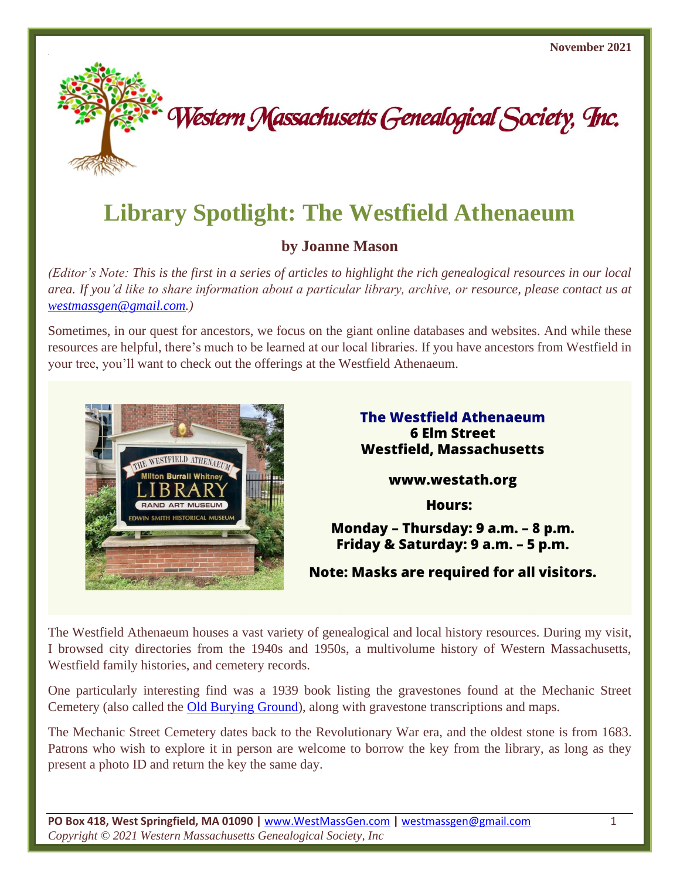November 2021

Western Massachusetts Genealogical Society, Inc.

# Library Spotlight: The Westfield Athenaeum

### by Joanne Mason

*(Editor's Note: This is the first in a series of articles to highlight the rich genealogical resources in our local area. If you'd like to share information about a particular library, archive, or resource, please contact us at [westmassgen@gmail.com](mailto:westmassgen@gmail.com).)*

Sometimes, in our quest for ancestors, we focus on the giant online databases and websites. And while these resources are helpful, there's much to be learned at our local libraries. If you have ancestors from Westfield in your tree, you'll want to check out the offerings at the Westfield Athenaeum.

**The Westfield Athenaeum**
**6 Elm Street**
**Westfield, Massachusetts**

**www.westath.org**

**Hours:**

**Monday – Thursday: 9 a.m. – 8 p.m.**
**Friday & Saturday: 9 a.m. – 5 p.m.**

**Note: Masks are required for all visitors.**

The Westfield Athenaeum houses a vast variety of genealogical and local history resources. During my visit, I browsed city directories from the 1940s and 1950s, a multivolume history of Western Massachusetts, Westfield family histories, and cemetery records.

One particularly interesting find was a 1939 book listing the gravestones found at the Mechanic Street Cemetery (also called the Old Burying Ground), along with gravestone transcriptions and maps.

The Mechanic Street Cemetery dates back to the Revolutionary War era, and the oldest stone is from 1683. Patrons who wish to explore it in person are welcome to borrow the key from the library, as long as they present a photo ID and return the key the same day.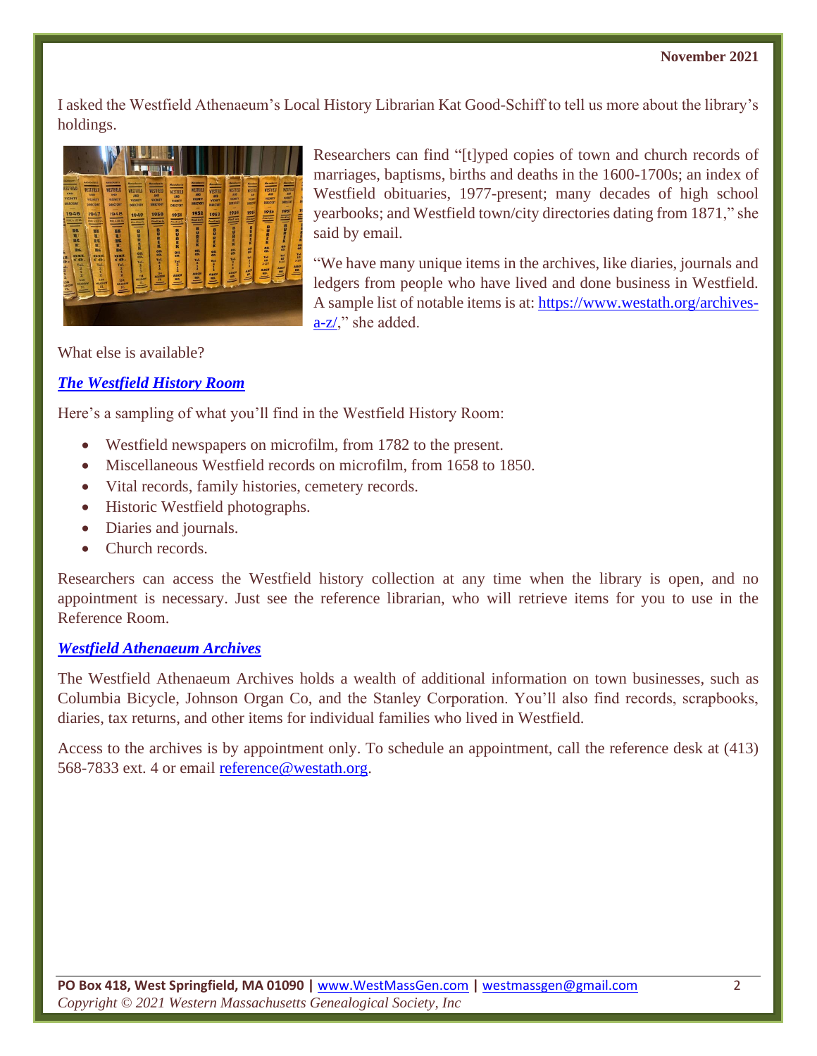I asked the Westfield Athenaeum's Local History Librarian Kat Good-Schiff to tell us more about the library's holdings.

Researchers can find "[t]yped copies of town and church records of marriages, baptisms, births and deaths in the 1600-1700s; an index of Westfield obituaries, 1977-present; many decades of high school yearbooks; and Westfield town/city directories dating from 1871," she said by email.

"We have many unique items in the archives, like diaries, journals and ledgers from people who have lived and done business in Westfield. A sample list of notable items is at: [https://www.westath.org/archives-a-z/](https://www.westath.org/archives-a-z/)," she added.

What else is available?

### [*The Westfield History Room*]()

Here's a sampling of what you'll find in the Westfield History Room:

- Westfield newspapers on microfilm, from 1782 to the present.
- Miscellaneous Westfield records on microfilm, from 1658 to 1850.
- Vital records, family histories, cemetery records.
- Historic Westfield photographs.
- Diaries and journals.
- Church records.

Researchers can access the Westfield history collection at any time when the library is open, and no appointment is necessary. Just see the reference librarian, who will retrieve items for you to use in the Reference Room.

### [*Westfield Athenaeum Archives*]()

The Westfield Athenaeum Archives holds a wealth of additional information on town businesses, such as Columbia Bicycle, Johnson Organ Co, and the Stanley Corporation. You'll also find records, scrapbooks, diaries, tax returns, and other items for individual families who lived in Westfield.

Access to the archives is by appointment only. To schedule an appointment, call the reference desk at (413) 568-7833 ext. 4 or email [reference@westath.org](mailto:reference@westath.org).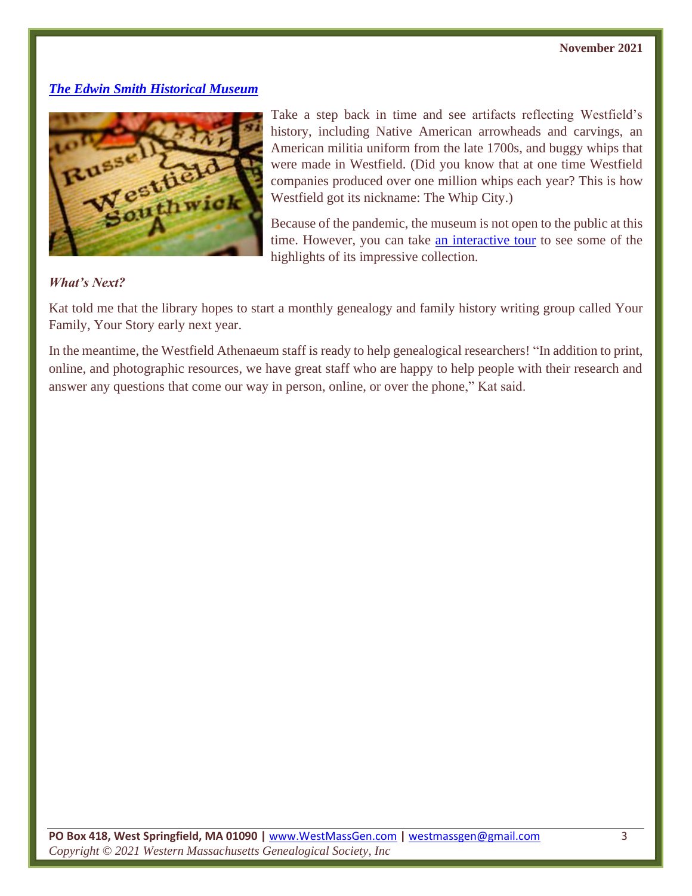### *[The Edwin Smith Historical Museum]()*

Take a step back in time and see artifacts reflecting Westfield's history, including Native American arrowheads and carvings, an American militia uniform from the late 1700s, and buggy whips that were made in Westfield. (Did you know that at one time Westfield companies produced over one million whips each year? This is how Westfield got its nickname: The Whip City.)

Because of the pandemic, the museum is not open to the public at this time. However, you can take [an interactive tour]() to see some of the highlights of its impressive collection.

#### *What's Next?*

Kat told me that the library hopes to start a monthly genealogy and family history writing group called Your Family, Your Story early next year.

In the meantime, the Westfield Athenaeum staff is ready to help genealogical researchers! "In addition to print, online, and photographic resources, we have great staff who are happy to help people with their research and answer any questions that come our way in person, online, or over the phone," Kat said.